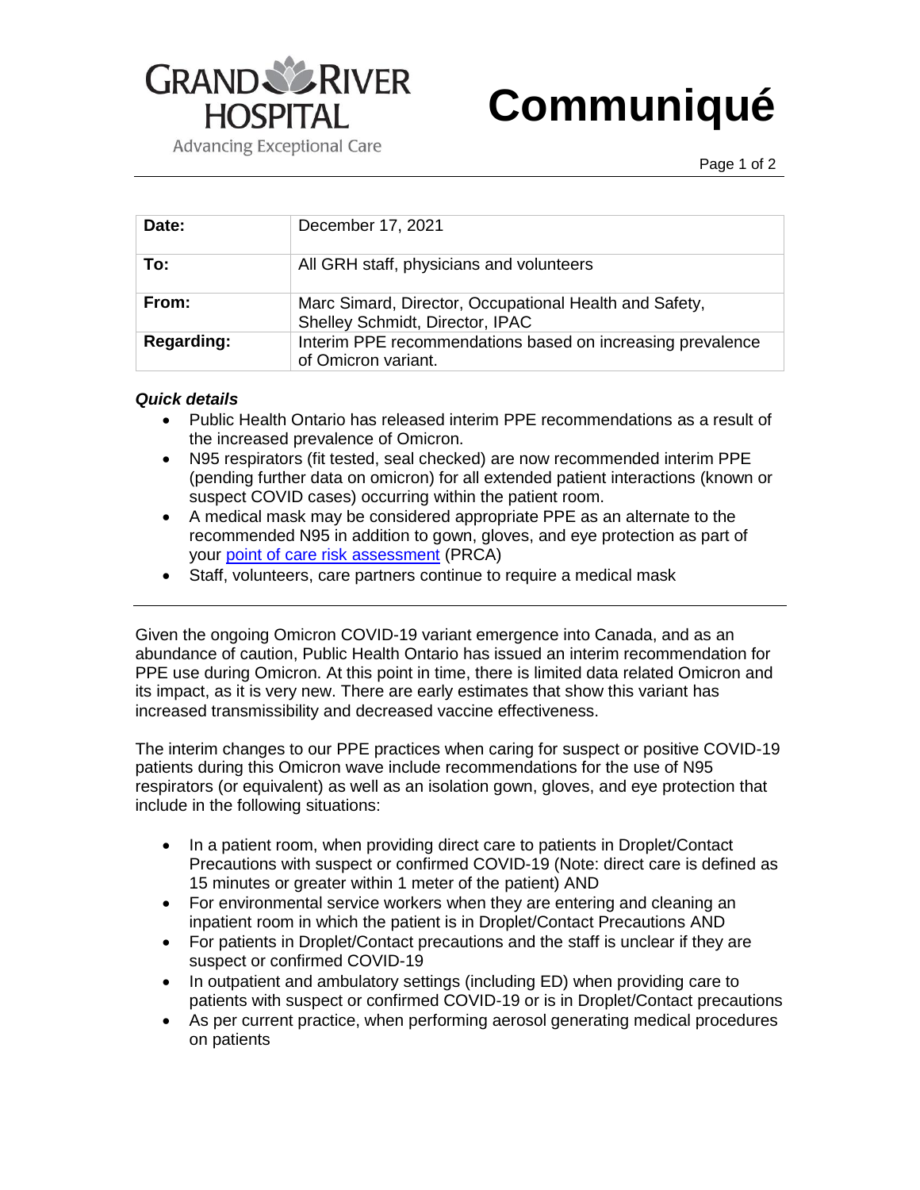# Communiqué

Grand River Hospital

Advancing Exceptional Care

| Date: | December 17, 2021 |
|---|---|
| To: | All GRH staff, physicians and volunteers |
| From: | Marc Simard, Director, Occupational Health and Safety, Shelley Schmidt, Director, IPAC |
| Regarding: | Interim PPE recommendations based on increasing prevalence of Omicron variant. |

***Quick details***

- Public Health Ontario has released interim PPE recommendations as a result of the increased prevalence of Omicron.
- N95 respirators (fit tested, seal checked) are now recommended interim PPE (pending further data on omicron) for all extended patient interactions (known or suspect COVID cases) occurring within the patient room.
- A medical mask may be considered appropriate PPE as an alternate to the recommended N95 in addition to gown, gloves, and eye protection as part of your point of care risk assessment (PRCA)
- Staff, volunteers, care partners continue to require a medical mask

---

Given the ongoing Omicron COVID-19 variant emergence into Canada, and as an abundance of caution, Public Health Ontario has issued an interim recommendation for PPE use during Omicron. At this point in time, there is limited data related Omicron and its impact, as it is very new. There are early estimates that show this variant has increased transmissibility and decreased vaccine effectiveness.

The interim changes to our PPE practices when caring for suspect or positive COVID-19 patients during this Omicron wave include recommendations for the use of N95 respirators (or equivalent) as well as an isolation gown, gloves, and eye protection that include in the following situations:

- In a patient room, when providing direct care to patients in Droplet/Contact Precautions with suspect or confirmed COVID-19 (Note: direct care is defined as 15 minutes or greater within 1 meter of the patient) AND
- For environmental service workers when they are entering and cleaning an inpatient room in which the patient is in Droplet/Contact Precautions AND
- For patients in Droplet/Contact precautions and the staff is unclear if they are suspect or confirmed COVID-19
- In outpatient and ambulatory settings (including ED) when providing care to patients with suspect or confirmed COVID-19 or is in Droplet/Contact precautions
- As per current practice, when performing aerosol generating medical procedures on patients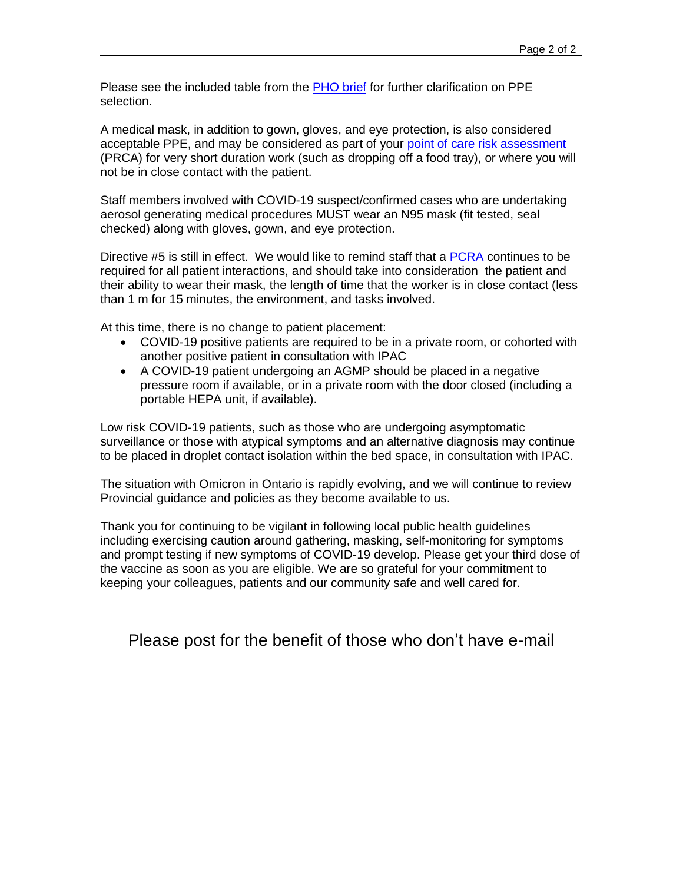Please see the included table from the PHO brief for further clarification on PPE selection.

A medical mask, in addition to gown, gloves, and eye protection, is also considered acceptable PPE, and may be considered as part of your point of care risk assessment (PRCA) for very short duration work (such as dropping off a food tray), or where you will not be in close contact with the patient.

Staff members involved with COVID-19 suspect/confirmed cases who are undertaking aerosol generating medical procedures MUST wear an N95 mask (fit tested, seal checked) along with gloves, gown, and eye protection.

Directive #5 is still in effect. We would like to remind staff that a PCRA continues to be required for all patient interactions, and should take into consideration the patient and their ability to wear their mask, the length of time that the worker is in close contact (less than 1 m for 15 minutes, the environment, and tasks involved.

At this time, there is no change to patient placement:

- COVID-19 positive patients are required to be in a private room, or cohorted with another positive patient in consultation with IPAC
- A COVID-19 patient undergoing an AGMP should be placed in a negative pressure room if available, or in a private room with the door closed (including a portable HEPA unit, if available).

Low risk COVID-19 patients, such as those who are undergoing asymptomatic surveillance or those with atypical symptoms and an alternative diagnosis may continue to be placed in droplet contact isolation within the bed space, in consultation with IPAC.

The situation with Omicron in Ontario is rapidly evolving, and we will continue to review Provincial guidance and policies as they become available to us.

Thank you for continuing to be vigilant in following local public health guidelines including exercising caution around gathering, masking, self-monitoring for symptoms and prompt testing if new symptoms of COVID-19 develop. Please get your third dose of the vaccine as soon as you are eligible. We are so grateful for your commitment to keeping your colleagues, patients and our community safe and well cared for.

Please post for the benefit of those who don't have e-mail